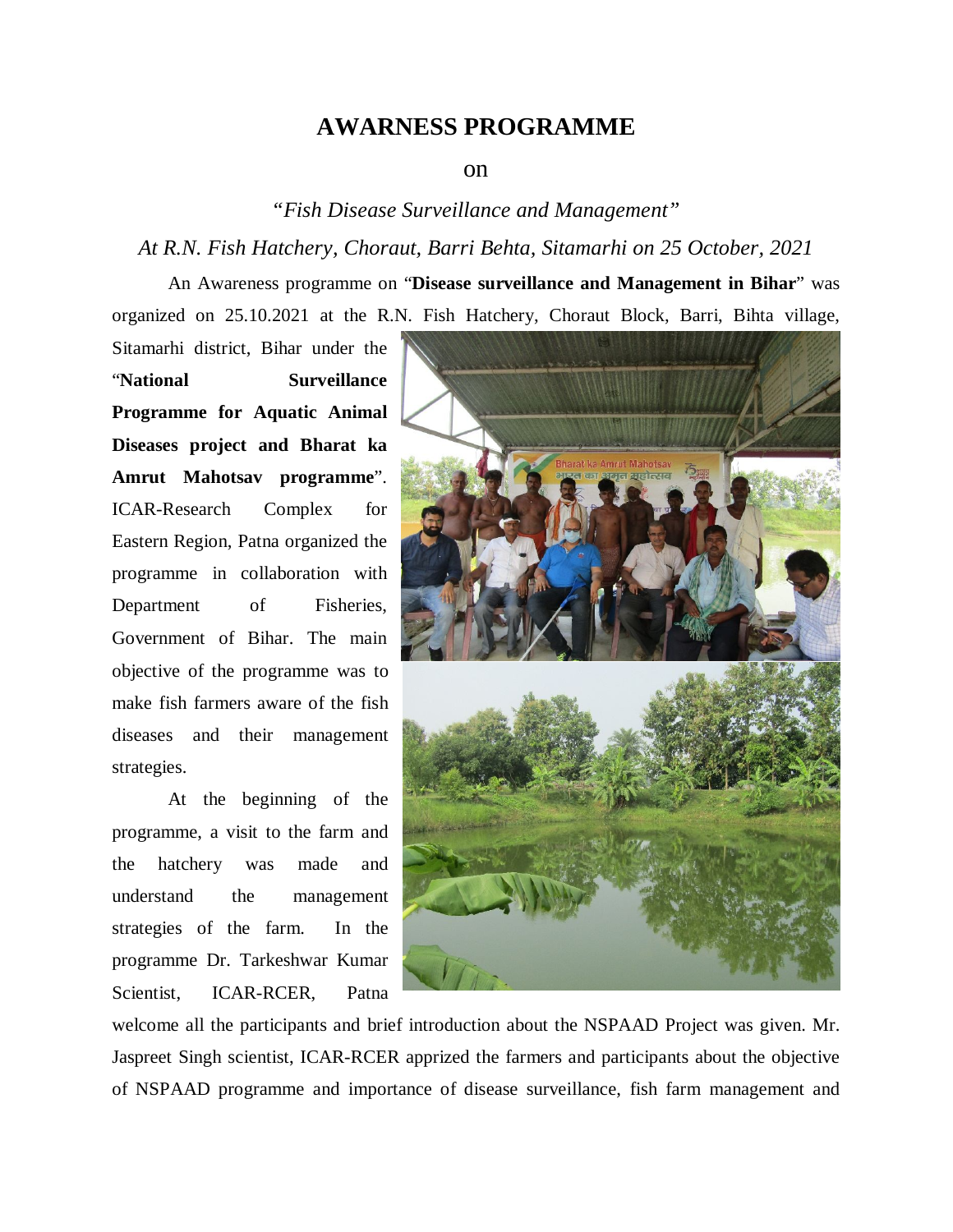# AWARNESS PROGRAMME

on

*"Fish Disease Surveillance and Management"*

*At R.N. Fish Hatchery, Choraut, Barri Behta, Sitamarhi on 25 October, 2021*

An Awareness programme on "**Disease surveillance and Management in Bihar**" was organized on 25.10.2021 at the R.N. Fish Hatchery, Choraut Block, Barri, Bihta village, Sitamarhi district, Bihar under the "**National Surveillance Programme for Aquatic Animal Diseases project and Bharat ka Amrut Mahotsav programme**". ICAR-Research Complex for Eastern Region, Patna organized the programme in collaboration with Department of Fisheries, Government of Bihar. The main objective of the programme was to make fish farmers aware of the fish diseases and their management strategies.

At the beginning of the programme, a visit to the farm and the hatchery was made and understand the management strategies of the farm. In the programme Dr. Tarkeshwar Kumar Scientist, ICAR-RCER, Patna welcome all the participants and brief introduction about the NSPAAD Project was given. Mr. Jaspreet Singh scientist, ICAR-RCER apprized the farmers and participants about the objective of NSPAAD programme and importance of disease surveillance, fish farm management and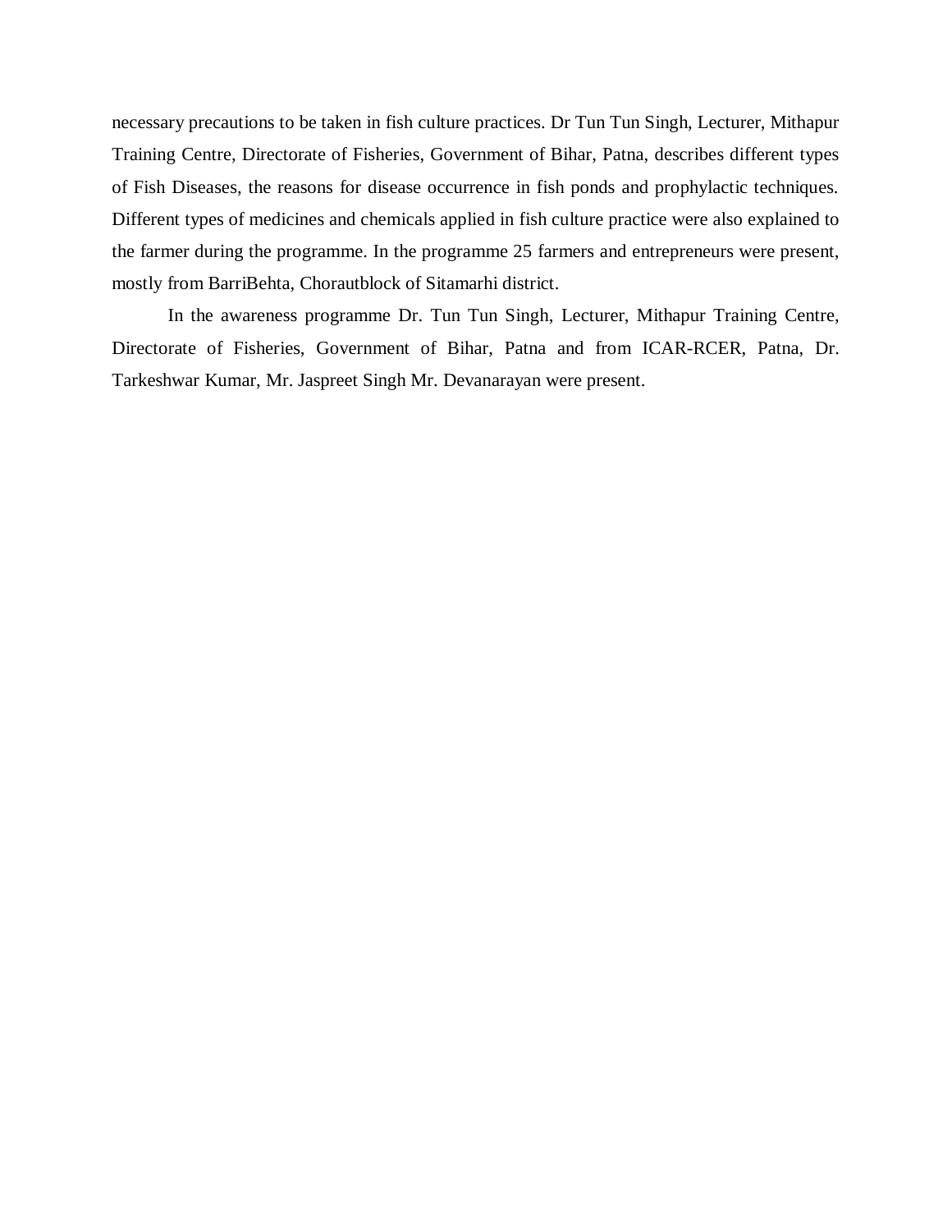necessary precautions to be taken in fish culture practices. Dr Tun Tun Singh, Lecturer, Mithapur Training Centre, Directorate of Fisheries, Government of Bihar, Patna, describes different types of Fish Diseases, the reasons for disease occurrence in fish ponds and prophylactic techniques. Different types of medicines and chemicals applied in fish culture practice were also explained to the farmer during the programme. In the programme 25 farmers and entrepreneurs were present, mostly from BarriBehta, Chorautblock of Sitamarhi district.

In the awareness programme Dr. Tun Tun Singh, Lecturer, Mithapur Training Centre, Directorate of Fisheries, Government of Bihar, Patna and from ICAR-RCER, Patna, Dr. Tarkeshwar Kumar, Mr. Jaspreet Singh Mr. Devanarayan were present.